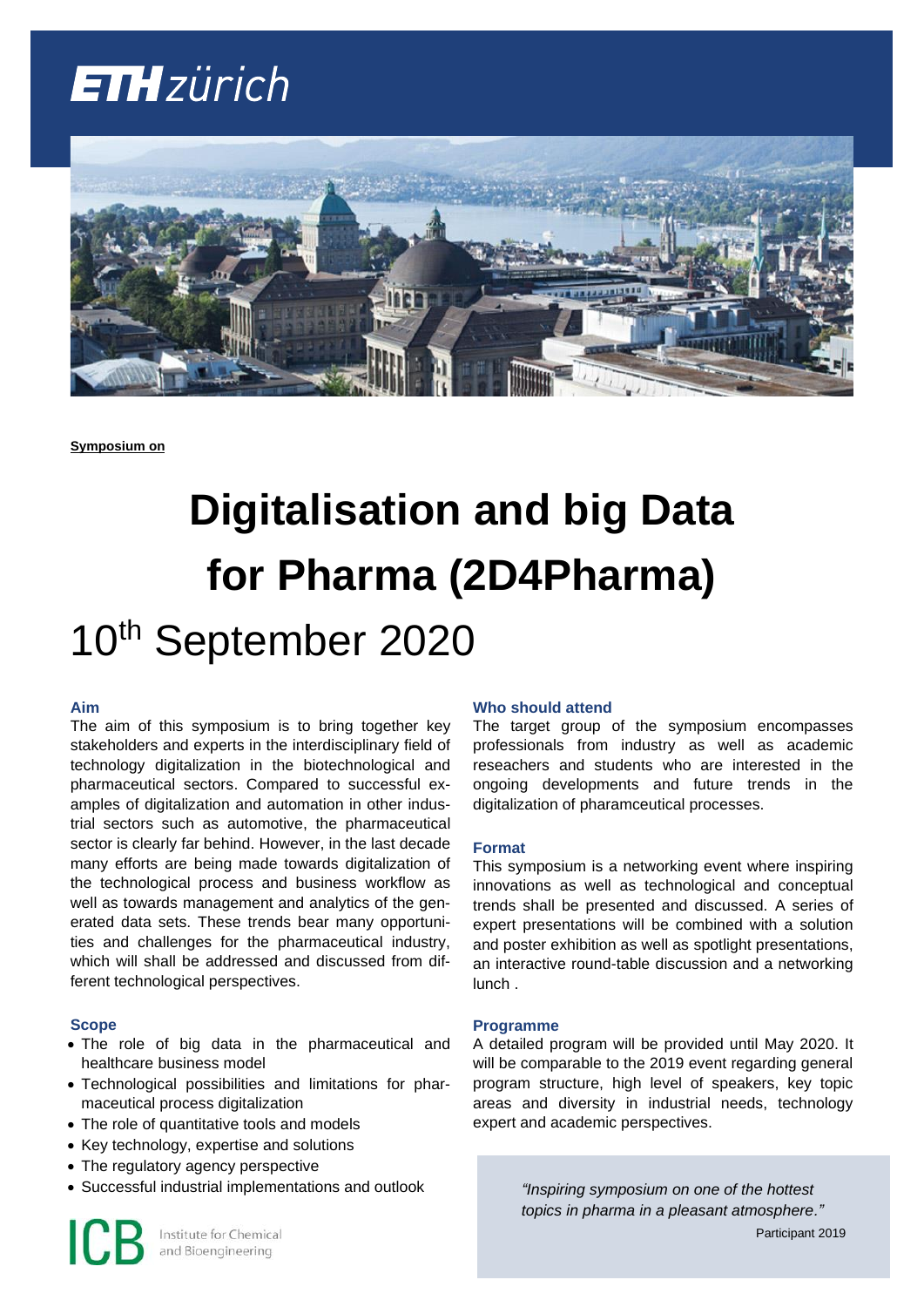ETH zürich

**Symposium on**

# Digitalisation and big Data for Pharma (2D4Pharma)

## 10th September 2020

### Aim

The aim of this symposium is to bring together key stakeholders and experts in the interdisciplinary field of technology digitalization in the biotechnological and pharmaceutical sectors. Compared to successful examples of digitalization and automation in other industrial sectors such as automotive, the pharmaceutical sector is clearly far behind. However, in the last decade many efforts are being made towards digitalization of the technological process and business workflow as well as towards management and analytics of the generated data sets. These trends bear many opportunities and challenges for the pharmaceutical industry, which will shall be addressed and discussed from different technological perspectives.

### Scope

- The role of big data in the pharmaceutical and healthcare business model
- Technological possibilities and limitations for pharmaceutical process digitalization
- The role of quantitative tools and models
- Key technology, expertise and solutions
- The regulatory agency perspective
- Successful industrial implementations and outlook

ICB Institute for Chemical and Bioengineering

### Who should attend

The target group of the symposium encompasses professionals from industry as well as academic reseachers and students who are interested in the ongoing developments and future trends in the digitalization of pharamceutical processes.

### Format

This symposium is a networking event where inspiring innovations as well as technological and conceptual trends shall be presented and discussed. A series of expert presentations will be combined with a solution and poster exhibition as well as spotlight presentations, an interactive round-table discussion and a networking lunch .

### Programme

A detailed program will be provided until May 2020. It will be comparable to the 2019 event regarding general program structure, high level of speakers, key topic areas and diversity in industrial needs, technology expert and academic perspectives.

> *"Inspiring symposium on one of the hottest topics in pharma in a pleasant atmosphere."*
>
> Participant 2019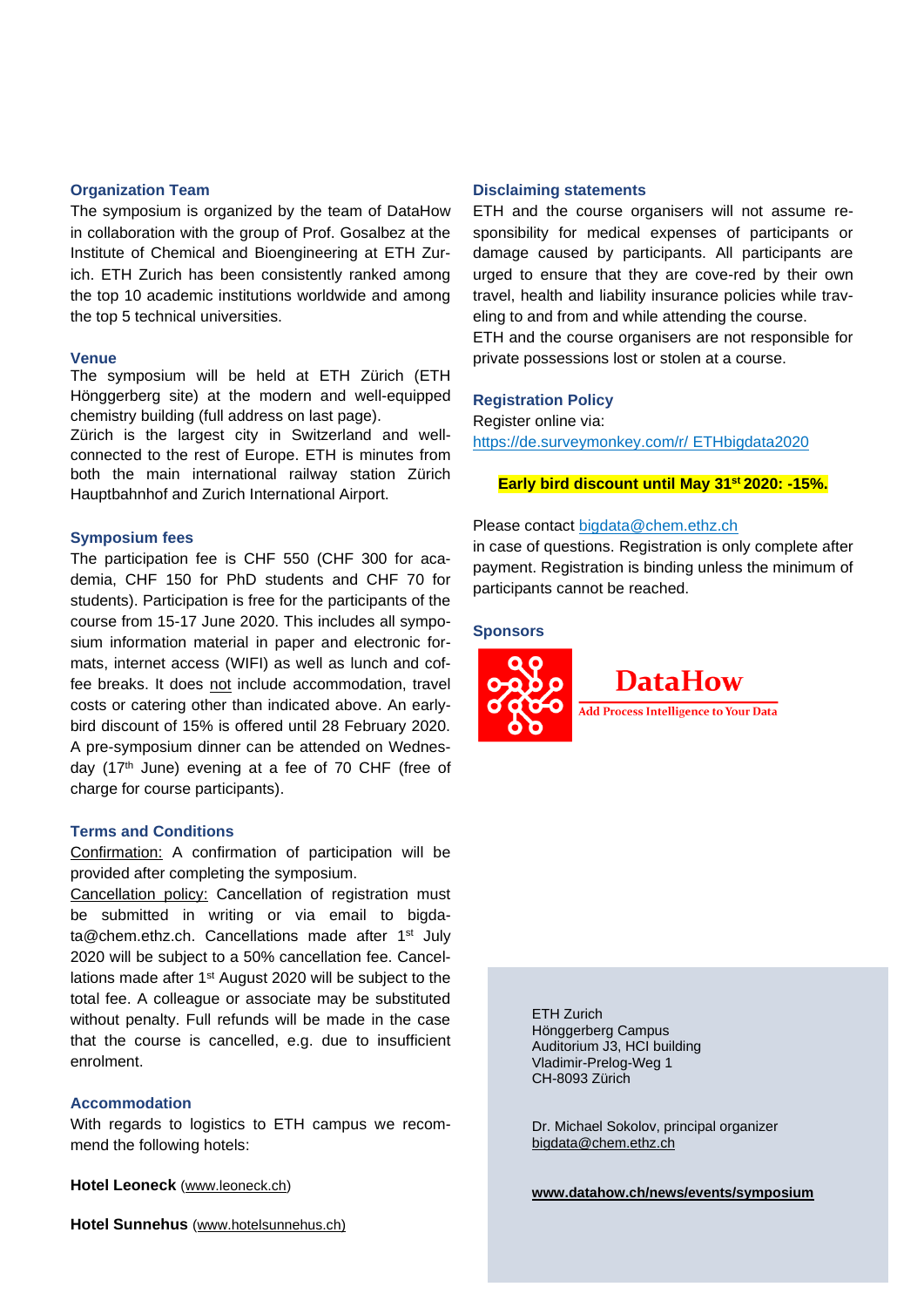## Organization Team

The symposium is organized by the team of DataHow in collaboration with the group of Prof. Gosalbez at the Institute of Chemical and Bioengineering at ETH Zurich. ETH Zurich has been consistently ranked among the top 10 academic institutions worldwide and among the top 5 technical universities.

## Venue

The symposium will be held at ETH Zürich (ETH Hönggerberg site) at the modern and well-equipped chemistry building (full address on last page).

Zürich is the largest city in Switzerland and well-connected to the rest of Europe. ETH is minutes from both the main international railway station Zürich Hauptbahnhof and Zurich International Airport.

## Symposium fees

The participation fee is CHF 550 (CHF 300 for academia, CHF 150 for PhD students and CHF 70 for students). Participation is free for the participants of the course from 15-17 June 2020. This includes all symposium information material in paper and electronic formats, internet access (WIFI) as well as lunch and coffee breaks. It does not include accommodation, travel costs or catering other than indicated above. An early-bird discount of 15% is offered until 28 February 2020. A pre-symposium dinner can be attended on Wednesday (17th June) evening at a fee of 70 CHF (free of charge for course participants).

## Terms and Conditions

Confirmation: A confirmation of participation will be provided after completing the symposium.

Cancellation policy: Cancellation of registration must be submitted in writing or via email to bigdata@chem.ethz.ch. Cancellations made after 1st July 2020 will be subject to a 50% cancellation fee. Cancellations made after 1st August 2020 will be subject to the total fee. A colleague or associate may be substituted without penalty. Full refunds will be made in the case that the course is cancelled, e.g. due to insufficient enrolment.

## Accommodation

With regards to logistics to ETH campus we recommend the following hotels:

**Hotel Leoneck** (www.leoneck.ch)

**Hotel Sunnehus** (www.hotelsunnehus.ch)

## Disclaiming statements

ETH and the course organisers will not assume responsibility for medical expenses of participants or damage caused by participants. All participants are urged to ensure that they are cove-red by their own travel, health and liability insurance policies while traveling to and from and while attending the course.

ETH and the course organisers are not responsible for private possessions lost or stolen at a course.

## Registration Policy

Register online via:
https://de.surveymonkey.com/r/ ETHbigdata2020

**Early bird discount until May 31st 2020: -15%.**

Please contact bigdata@chem.ethz.ch
in case of questions. Registration is only complete after payment. Registration is binding unless the minimum of participants cannot be reached.

## Sponsors

DataHow
Add Process Intelligence to Your Data

ETH Zurich
Hönggerberg Campus
Auditorium J3, HCI building
Vladimir-Prelog-Weg 1
CH-8093 Zürich

Dr. Michael Sokolov, principal organizer
bigdata@chem.ethz.ch

**www.datahow.ch/news/events/symposium**